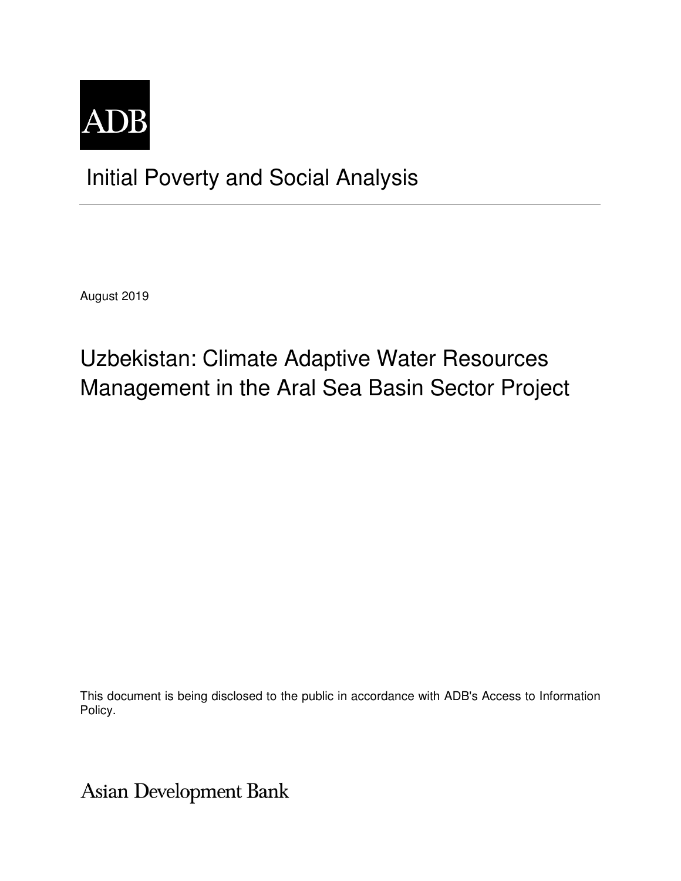ADB

# Initial Poverty and Social Analysis

August 2019

## Uzbekistan: Climate Adaptive Water Resources Management in the Aral Sea Basin Sector Project

This document is being disclosed to the public in accordance with ADB's Access to Information Policy.

Asian Development Bank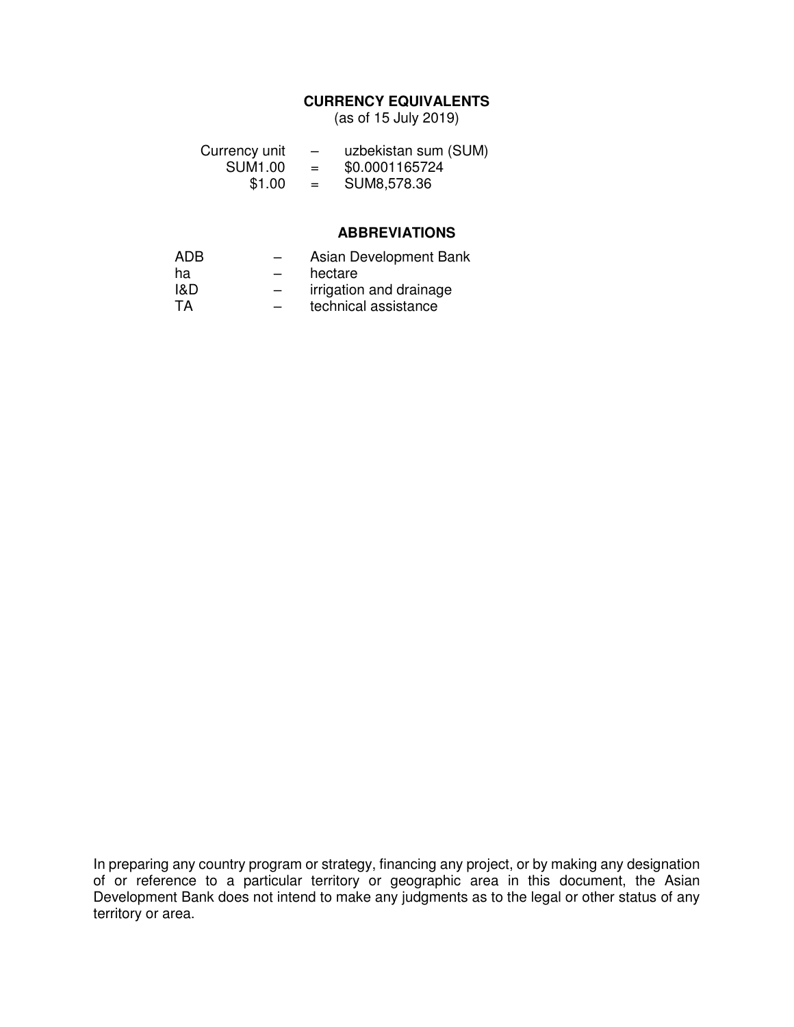## CURRENCY EQUIVALENTS

(as of 15 July 2019)

| | | |
|---|---|---|
| Currency unit | – | uzbekistan sum (SUM) |
| SUM1.00 | = | $0.0001165724 |
| $1.00 | = | SUM8,578.36 |

## ABBREVIATIONS

| | | |
|---|---|---|
| ADB | – | Asian Development Bank |
| ha | – | hectare |
| I&D | – | irrigation and drainage |
| TA | – | technical assistance |

In preparing any country program or strategy, financing any project, or by making any designation of or reference to a particular territory or geographic area in this document, the Asian Development Bank does not intend to make any judgments as to the legal or other status of any territory or area.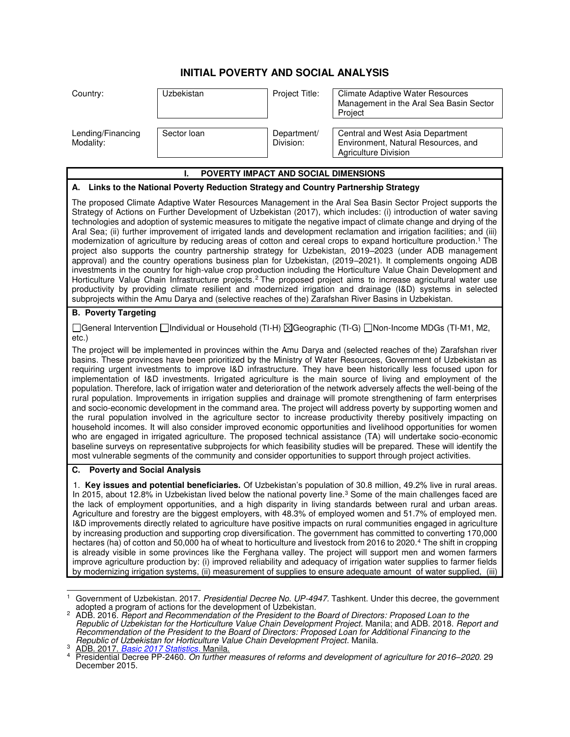# INITIAL POVERTY AND SOCIAL ANALYSIS

| Country: | Uzbekistan | Project Title: | Climate Adaptive Water Resources Management in the Aral Sea Basin Sector Project |
|---|---|---|---|
| Lending/Financing Modality: | Sector loan | Department/ Division: | Central and West Asia Department Environment, Natural Resources, and Agriculture Division |

## I. POVERTY IMPACT AND SOCIAL DIMENSIONS

### A. Links to the National Poverty Reduction Strategy and Country Partnership Strategy

The proposed Climate Adaptive Water Resources Management in the Aral Sea Basin Sector Project supports the Strategy of Actions on Further Development of Uzbekistan (2017), which includes: (i) introduction of water saving technologies and adoption of systemic measures to mitigate the negative impact of climate change and drying of the Aral Sea; (ii) further improvement of irrigated lands and development reclamation and irrigation facilities; and (iii) modernization of agriculture by reducing areas of cotton and cereal crops to expand horticulture production.[1] The project also supports the country partnership strategy for Uzbekistan, 2019–2023 (under ADB management approval) and the country operations business plan for Uzbekistan, (2019–2021). It complements ongoing ADB investments in the country for high-value crop production including the Horticulture Value Chain Development and Horticulture Value Chain Infrastructure projects.[2] The proposed project aims to increase agricultural water use productivity by providing climate resilient and modernized irrigation and drainage (I&D) systems in selected subprojects within the Amu Darya and (selective reaches of the) Zarafshan River Basins in Uzbekistan.

### B. Poverty Targeting

☐General Intervention ☐Individual or Household (TI-H) ☒Geographic (TI-G) ☐Non-Income MDGs (TI-M1, M2, etc.)

The project will be implemented in provinces within the Amu Darya and (selected reaches of the) Zarafshan river basins. These provinces have been prioritized by the Ministry of Water Resources, Government of Uzbekistan as requiring urgent investments to improve I&D infrastructure. They have been historically less focused upon for implementation of I&D investments. Irrigated agriculture is the main source of living and employment of the population. Therefore, lack of irrigation water and deterioration of the network adversely affects the well-being of the rural population. Improvements in irrigation supplies and drainage will promote strengthening of farm enterprises and socio-economic development in the command area. The project will address poverty by supporting women and the rural population involved in the agriculture sector to increase productivity thereby positively impacting on household incomes. It will also consider improved economic opportunities and livelihood opportunities for women who are engaged in irrigated agriculture. The proposed technical assistance (TA) will undertake socio-economic baseline surveys on representative subprojects for which feasibility studies will be prepared. These will identify the most vulnerable segments of the community and consider opportunities to support through project activities.

### C. Poverty and Social Analysis

1. **Key issues and potential beneficiaries.** Of Uzbekistan's population of 30.8 million, 49.2% live in rural areas. In 2015, about 12.8% in Uzbekistan lived below the national poverty line.[3] Some of the main challenges faced are the lack of employment opportunities, and a high disparity in living standards between rural and urban areas. Agriculture and forestry are the biggest employers, with 48.3% of employed women and 51.7% of employed men. I&D improvements directly related to agriculture have positive impacts on rural communities engaged in agriculture by increasing production and supporting crop diversification. The government has committed to converting 170,000 hectares (ha) of cotton and 50,000 ha of wheat to horticulture and livestock from 2016 to 2020.[4] The shift in cropping is already visible in some provinces like the Ferghana valley. The project will support men and women farmers improve agriculture production by: (i) improved reliability and adequacy of irrigation water supplies to farmer fields by modernizing irrigation systems, (ii) measurement of supplies to ensure adequate amount of water supplied, (iii)

---

[1] Government of Uzbekistan. 2017. *Presidential Decree No. UP-4947.* Tashkent. Under this decree, the government adopted a program of actions for the development of Uzbekistan.

[2] ADB. 2016. *Report and Recommendation of the President to the Board of Directors: Proposed Loan to the Republic of Uzbekistan for the Horticulture Value Chain Development Project.* Manila; and ADB. 2018. *Report and Recommendation of the President to the Board of Directors: Proposed Loan for Additional Financing to the Republic of Uzbekistan for Horticulture Value Chain Development Project.* Manila.

[3] ADB. 2017. *Basic 2017 Statistics.* Manila.

[4] Presidential Decree PP-2460. *On further measures of reforms and development of agriculture for 2016–2020.* 29 December 2015.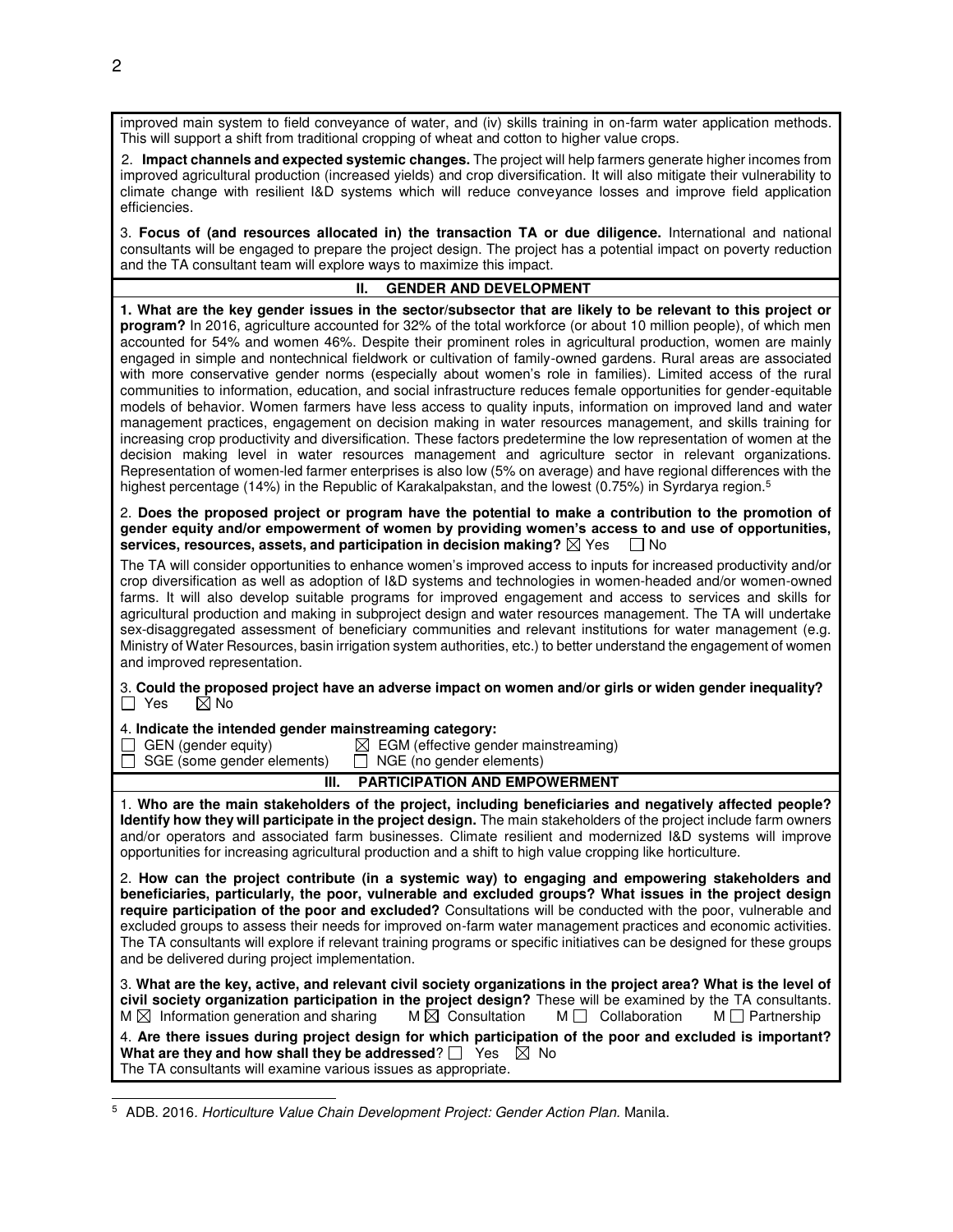improved main system to field conveyance of water, and (iv) skills training in on-farm water application methods. This will support a shift from traditional cropping of wheat and cotton to higher value crops.

2. **Impact channels and expected systemic changes.** The project will help farmers generate higher incomes from improved agricultural production (increased yields) and crop diversification. It will also mitigate their vulnerability to climate change with resilient I&D systems which will reduce conveyance losses and improve field application efficiencies.

3. **Focus of (and resources allocated in) the transaction TA or due diligence.** International and national consultants will be engaged to prepare the project design. The project has a potential impact on poverty reduction and the TA consultant team will explore ways to maximize this impact.

## II. GENDER AND DEVELOPMENT

**1. What are the key gender issues in the sector/subsector that are likely to be relevant to this project or program?** In 2016, agriculture accounted for 32% of the total workforce (or about 10 million people), of which men accounted for 54% and women 46%. Despite their prominent roles in agricultural production, women are mainly engaged in simple and nontechnical fieldwork or cultivation of family-owned gardens. Rural areas are associated with more conservative gender norms (especially about women's role in families). Limited access of the rural communities to information, education, and social infrastructure reduces female opportunities for gender-equitable models of behavior. Women farmers have less access to quality inputs, information on improved land and water management practices, engagement on decision making in water resources management, and skills training for increasing crop productivity and diversification. These factors predetermine the low representation of women at the decision making level in water resources management and agriculture sector in relevant organizations. Representation of women-led farmer enterprises is also low (5% on average) and have regional differences with the highest percentage (14%) in the Republic of Karakalpakstan, and the lowest (0.75%) in Syrdarya region.[5]

2. **Does the proposed project or program have the potential to make a contribution to the promotion of gender equity and/or empowerment of women by providing women's access to and use of opportunities, services, resources, assets, and participation in decision making?** ☒ Yes ☐ No

The TA will consider opportunities to enhance women's improved access to inputs for increased productivity and/or crop diversification as well as adoption of I&D systems and technologies in women-headed and/or women-owned farms. It will also develop suitable programs for improved engagement and access to services and skills for agricultural production and making in subproject design and water resources management. The TA will undertake sex-disaggregated assessment of beneficiary communities and relevant institutions for water management (e.g. Ministry of Water Resources, basin irrigation system authorities, etc.) to better understand the engagement of women and improved representation.

3. **Could the proposed project have an adverse impact on women and/or girls or widen gender inequality?** ☐ Yes ☒ No

4. **Indicate the intended gender mainstreaming category:**
☐ GEN (gender equity) ☒ EGM (effective gender mainstreaming)
☐ SGE (some gender elements) ☐ NGE (no gender elements)

## III. PARTICIPATION AND EMPOWERMENT

1. **Who are the main stakeholders of the project, including beneficiaries and negatively affected people? Identify how they will participate in the project design.** The main stakeholders of the project include farm owners and/or operators and associated farm businesses. Climate resilient and modernized I&D systems will improve opportunities for increasing agricultural production and a shift to high value cropping like horticulture.

2. **How can the project contribute (in a systemic way) to engaging and empowering stakeholders and beneficiaries, particularly, the poor, vulnerable and excluded groups? What issues in the project design require participation of the poor and excluded?** Consultations will be conducted with the poor, vulnerable and excluded groups to assess their needs for improved on-farm water management practices and economic activities. The TA consultants will explore if relevant training programs or specific initiatives can be designed for these groups and be delivered during project implementation.

3. **What are the key, active, and relevant civil society organizations in the project area? What is the level of civil society organization participation in the project design?** These will be examined by the TA consultants.
M ☒ Information generation and sharing M ☒ Consultation M ☐ Collaboration M ☐ Partnership

4. **Are there issues during project design for which participation of the poor and excluded is important? What are they and how shall they be addressed**? ☐ Yes ☒ No
The TA consultants will examine various issues as appropriate.

---

[5] ADB. 2016. *Horticulture Value Chain Development Project: Gender Action Plan*. Manila.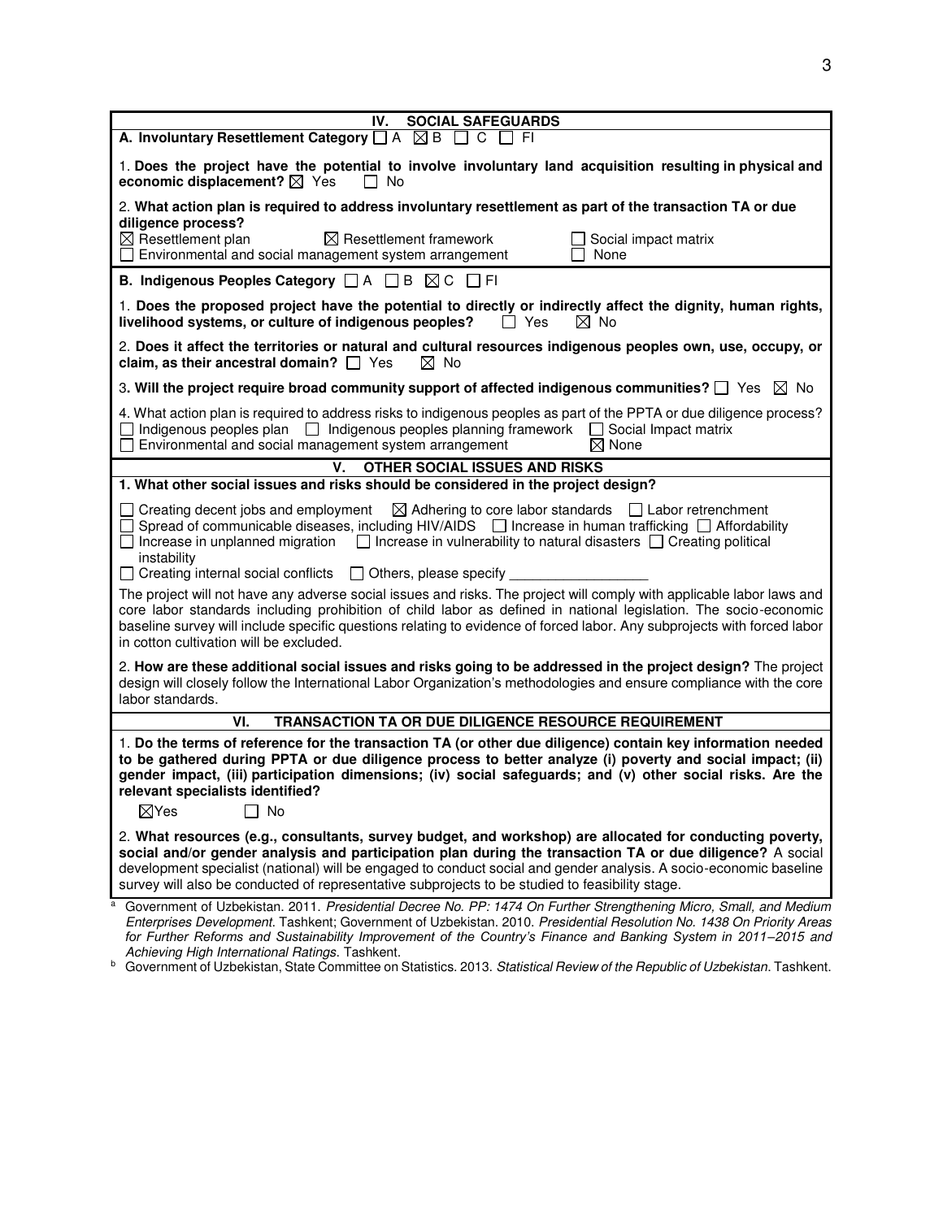## IV. SOCIAL SAFEGUARDS

**A. Involuntary Resettlement Category** ☐ A ☒ B ☐ C ☐ FI

1. **Does the project have the potential to involve involuntary land acquisition resulting in physical and economic displacement?** ☒ Yes ☐ No

2. **What action plan is required to address involuntary resettlement as part of the transaction TA or due diligence process?**
☒ Resettlement plan ☒ Resettlement framework ☐ Social impact matrix
☐ Environmental and social management system arrangement ☐ None

**B. Indigenous Peoples Category** ☐ A ☐ B ☒ C ☐ FI

1. **Does the proposed project have the potential to directly or indirectly affect the dignity, human rights, livelihood systems, or culture of indigenous peoples?** ☐ Yes ☒ No

2. **Does it affect the territories or natural and cultural resources indigenous peoples own, use, occupy, or claim, as their ancestral domain?** ☐ Yes ☒ No

3. **Will the project require broad community support of affected indigenous communities?** ☐ Yes ☒ No

4. What action plan is required to address risks to indigenous peoples as part of the PPTA or due diligence process?
☐ Indigenous peoples plan ☐ Indigenous peoples planning framework ☐ Social Impact matrix
☐ Environmental and social management system arrangement ☒ None

## V. OTHER SOCIAL ISSUES AND RISKS

**1. What other social issues and risks should be considered in the project design?**

☐ Creating decent jobs and employment ☒ Adhering to core labor standards ☐ Labor retrenchment
☐ Spread of communicable diseases, including HIV/AIDS ☐ Increase in human trafficking ☐ Affordability
☐ Increase in unplanned migration ☐ Increase in vulnerability to natural disasters ☐ Creating political instability
☐ Creating internal social conflicts ☐ Others, please specify \_\_\_\_\_\_\_\_\_\_\_\_\_\_\_\_\_

The project will not have any adverse social issues and risks. The project will comply with applicable labor laws and core labor standards including prohibition of child labor as defined in national legislation. The socio-economic baseline survey will include specific questions relating to evidence of forced labor. Any subprojects with forced labor in cotton cultivation will be excluded.

2. **How are these additional social issues and risks going to be addressed in the project design?** The project design will closely follow the International Labor Organization's methodologies and ensure compliance with the core labor standards.

## VI. TRANSACTION TA OR DUE DILIGENCE RESOURCE REQUIREMENT

1. **Do the terms of reference for the transaction TA (or other due diligence) contain key information needed to be gathered during PPTA or due diligence process to better analyze (i) poverty and social impact; (ii) gender impact, (iii) participation dimensions; (iv) social safeguards; and (v) other social risks. Are the relevant specialists identified?**

☒Yes ☐ No

2. **What resources (e.g., consultants, survey budget, and workshop) are allocated for conducting poverty, social and/or gender analysis and participation plan during the transaction TA or due diligence?** A social development specialist (national) will be engaged to conduct social and gender analysis. A socio-economic baseline survey will also be conducted of representative subprojects to be studied to feasibility stage.

[a] Government of Uzbekistan. 2011. *Presidential Decree No. PP: 1474 On Further Strengthening Micro, Small, and Medium Enterprises Development*. Tashkent; Government of Uzbekistan. 2010. *Presidential Resolution No. 1438 On Priority Areas for Further Reforms and Sustainability Improvement of the Country's Finance and Banking System in 2011–2015 and Achieving High International Ratings*. Tashkent.

[b] Government of Uzbekistan, State Committee on Statistics. 2013. *Statistical Review of the Republic of Uzbekistan*. Tashkent.